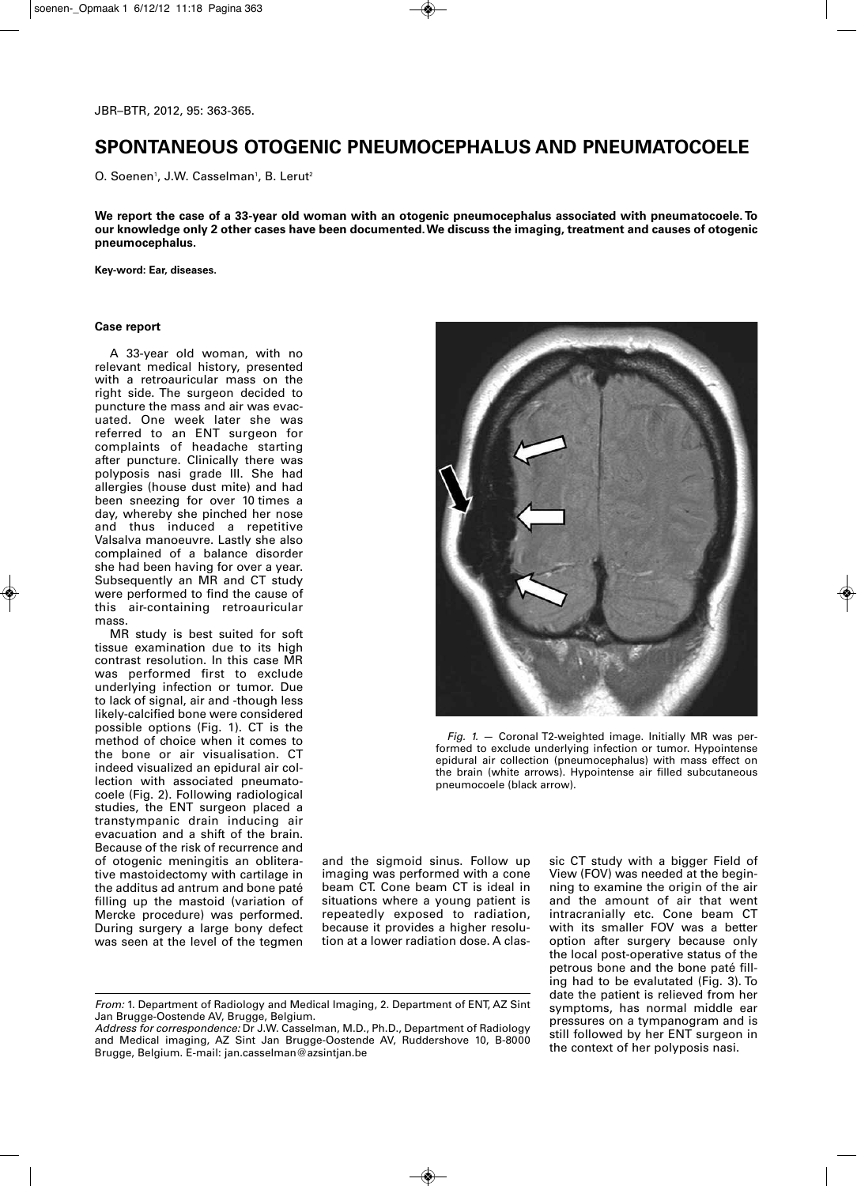# SPONTANEOUS OTOGENIC PNEUMOCEPHALUS AND PNEUMATOCOELE

O. Soenen[1], J.W. Casselman[1], B. Lerut[2]

**We report the case of a 33-year old woman with an otogenic pneumocephalus associated with pneumatocoele. To our knowledge only 2 other cases have been documented. We discuss the imaging, treatment and causes of otogenic pneumocephalus.**

**Key-word: Ear, diseases.**

### Case report

A 33-year old woman, with no relevant medical history, presented with a retroauricular mass on the right side. The surgeon decided to puncture the mass and air was evacuated. One week later she was referred to an ENT surgeon for complaints of headache starting after puncture. Clinically there was polyposis nasi grade III. She had allergies (house dust mite) and had been sneezing for over 10 times a day, whereby she pinched her nose and thus induced a repetitive Valsalva manoeuvre. Lastly she also complained of a balance disorder she had been having for over a year. Subsequently an MR and CT study were performed to find the cause of this air-containing retroauricular mass.

MR study is best suited for soft tissue examination due to its high contrast resolution. In this case MR was performed first to exclude underlying infection or tumor. Due to lack of signal, air and -though less likely-calcified bone were considered possible options (Fig. 1). CT is the method of choice when it comes to the bone or air visualisation. CT indeed visualized an epidural air collection with associated pneumatocoele (Fig. 2). Following radiological studies, the ENT surgeon placed a transtympanic drain inducing air evacuation and a shift of the brain. Because of the risk of recurrence and of otogenic meningitis an obliterative mastoidectomy with cartilage in the additus ad antrum and bone paté filling up the mastoid (variation of Mercke procedure) was performed. During surgery a large bony defect was seen at the level of the tegmen and the sigmoid sinus. Follow up imaging was performed with a cone beam CT. Cone beam CT is ideal in situations where a young patient is repeatedly exposed to radiation, because it provides a higher resolution at a lower radiation dose. A classic CT study with a bigger Field of View (FOV) was needed at the beginning to examine the origin of the air and the amount of air that went intracranially etc. Cone beam CT with its smaller FOV was a better option after surgery because only the local post-operative status of the petrous bone and the bone paté filling had to be evalutated (Fig. 3). To date the patient is relieved from her symptoms, has normal middle ear pressures on a tympanogram and is still followed by her ENT surgeon in the context of her polyposis nasi.

*Fig. 1.* — Coronal T2-weighted image. Initially MR was performed to exclude underlying infection or tumor. Hypointense epidural air collection (pneumocephalus) with mass effect on the brain (white arrows). Hypointense air filled subcutaneous pneumocoele (black arrow).

*From:* 1. Department of Radiology and Medical Imaging, 2. Department of ENT, AZ Sint Jan Brugge-Oostende AV, Brugge, Belgium.
*Address for correspondence:* Dr J.W. Casselman, M.D., Ph.D., Department of Radiology and Medical imaging, AZ Sint Jan Brugge-Oostende AV, Ruddershove 10, B-8000 Brugge, Belgium. E-mail: jan.casselman@azsintjan.be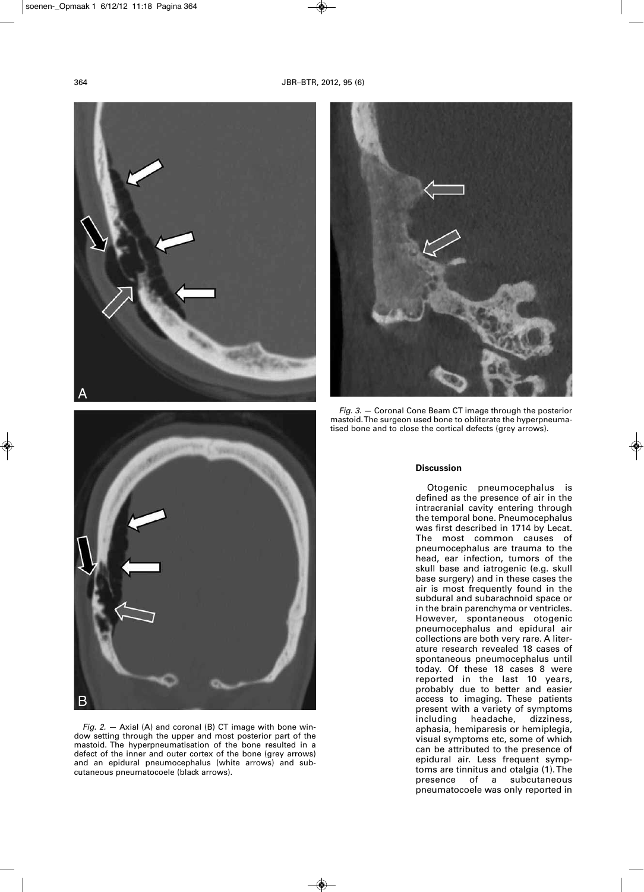*Fig. 2.* — Axial (A) and coronal (B) CT image with bone window setting through the upper and most posterior part of the mastoid. The hyperpneumatisation of the bone resulted in a defect of the inner and outer cortex of the bone (grey arrows) and an epidural pneumocephalus (white arrows) and subcutaneous pneumatocoele (black arrows).

*Fig. 3.* — Coronal Cone Beam CT image through the posterior mastoid. The surgeon used bone to obliterate the hyperpneumatised bone and to close the cortical defects (grey arrows).

## Discussion

Otogenic pneumocephalus is defined as the presence of air in the intracranial cavity entering through the temporal bone. Pneumocephalus was first described in 1714 by Lecat. The most common causes of pneumocephalus are trauma to the head, ear infection, tumors of the skull base and iatrogenic (e.g. skull base surgery) and in these cases the air is most frequently found in the subdural and subarachnoid space or in the brain parenchyma or ventricles. However, spontaneous otogenic pneumocephalus and epidural air collections are both very rare. A literature research revealed 18 cases of spontaneous pneumocephalus until today. Of these 18 cases 8 were reported in the last 10 years, probably due to better and easier access to imaging. These patients present with a variety of symptoms including headache, dizziness, aphasia, hemiparesis or hemiplegia, visual symptoms etc, some of which can be attributed to the presence of epidural air. Less frequent symptoms are tinnitus and otalgia (1). The presence of a subcutaneous pneumatocoele was only reported in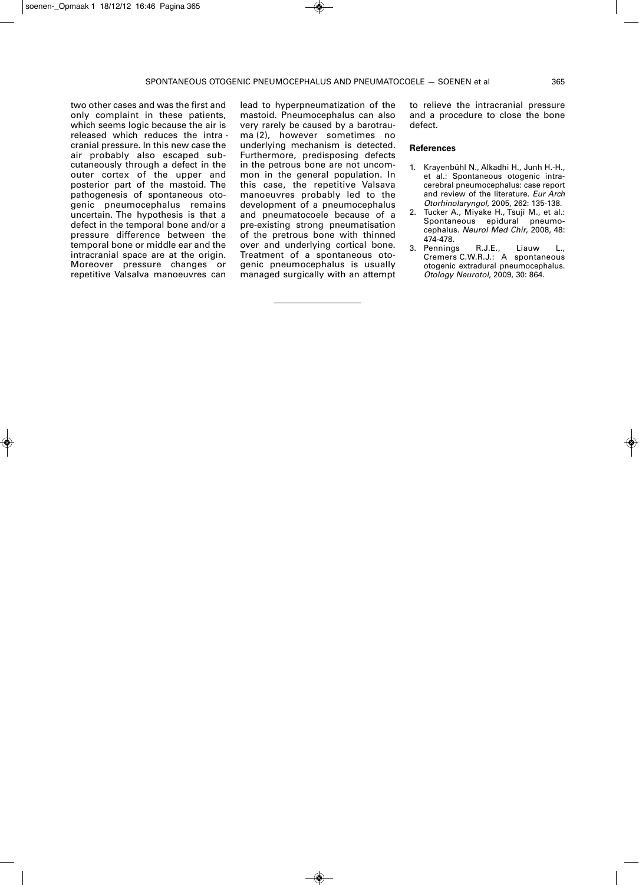two other cases and was the first and only complaint in these patients, which seems logic because the air is released which reduces the intracranial pressure. In this new case the air probably also escaped subcutaneously through a defect in the outer cortex of the upper and posterior part of the mastoid. The pathogenesis of spontaneous otogenic pneumocephalus remains uncertain. The hypothesis is that a defect in the temporal bone and/or a pressure difference between the temporal bone or middle ear and the intracranial space are at the origin. Moreover pressure changes or repetitive Valsalva manoeuvres can lead to hyperpneumatization of the mastoid. Pneumocephalus can also very rarely be caused by a barotrauma (2), however sometimes no underlying mechanism is detected. Furthermore, predisposing defects in the petrous bone are not uncommon in the general population. In this case, the repetitive Valsava manoeuvres probably led to the development of a pneumocephalus and pneumatocoele because of a pre-existing strong pneumatisation of the pretrous bone with thinned over and underlying cortical bone. Treatment of a spontaneous otogenic pneumocephalus is usually managed surgically with an attempt to relieve the intracranial pressure and a procedure to close the bone defect.

### References

1. Krayenbühl N., Alkadhi H., Junh H.-H., et al.: Spontaneous otogenic intracerebral pneumocephalus: case report and review of the literature. *Eur Arch Otorhinolaryngol*, 2005, 262: 135-138.
2. Tucker A., Miyake H., Tsuji M., et al.: Spontaneous epidural pneumocephalus. *Neurol Med Chir*, 2008, 48: 474-478.
3. Pennings R.J.E., Liauw L., Cremers C.W.R.J.: A spontaneous otogenic extradural pneumocephalus. *Otology Neurotol*, 2009, 30: 864.